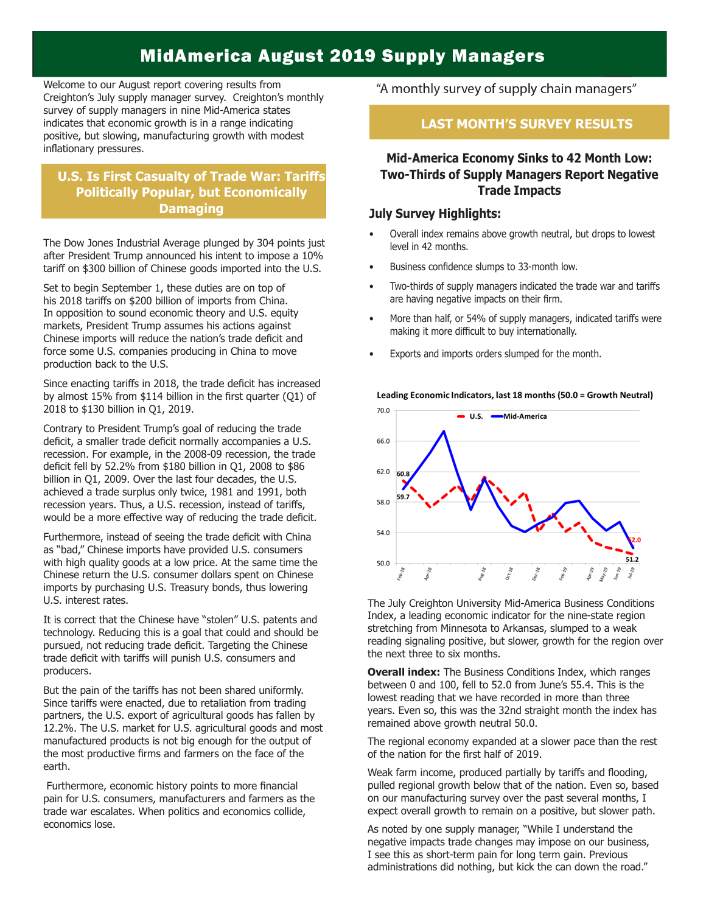# MidAmerica August 2019 Supply Managers

Welcome to our August report covering results from Creighton's July supply manager survey. Creighton's monthly survey of supply managers in nine Mid-America states indicates that economic growth is in a range indicating positive, but slowing, manufacturing growth with modest inflationary pressures.

## U.S. Is First Casualty of Trade War: Tariffs Politically Popular, but Economically Damaging

The Dow Jones Industrial Average plunged by 304 points just after President Trump announced his intent to impose a 10% tariff on $300 billion of Chinese goods imported into the U.S.

Set to begin September 1, these duties are on top of his 2018 tariffs on $200 billion of imports from China. In opposition to sound economic theory and U.S. equity markets, President Trump assumes his actions against Chinese imports will reduce the nation's trade deficit and force some U.S. companies producing in China to move production back to the U.S.

Since enacting tariffs in 2018, the trade deficit has increased by almost 15% from $114 billion in the first quarter (Q1) of 2018 to $130 billion in Q1, 2019.

Contrary to President Trump's goal of reducing the trade deficit, a smaller trade deficit normally accompanies a U.S. recession. For example, in the 2008-09 recession, the trade deficit fell by 52.2% from $180 billion in Q1, 2008 to $86 billion in Q1, 2009. Over the last four decades, the U.S. achieved a trade surplus only twice, 1981 and 1991, both recession years. Thus, a U.S. recession, instead of tariffs, would be a more effective way of reducing the trade deficit.

Furthermore, instead of seeing the trade deficit with China as "bad," Chinese imports have provided U.S. consumers with high quality goods at a low price. At the same time the Chinese return the U.S. consumer dollars spent on Chinese imports by purchasing U.S. Treasury bonds, thus lowering U.S. interest rates.

It is correct that the Chinese have "stolen" U.S. patents and technology. Reducing this is a goal that could and should be pursued, not reducing trade deficit. Targeting the Chinese trade deficit with tariffs will punish U.S. consumers and producers.

But the pain of the tariffs has not been shared uniformly. Since tariffs were enacted, due to retaliation from trading partners, the U.S. export of agricultural goods has fallen by 12.2%. The U.S. market for U.S. agricultural goods and most manufactured products is not big enough for the output of the most productive firms and farmers on the face of the earth.

Furthermore, economic history points to more financial pain for U.S. consumers, manufacturers and farmers as the trade war escalates. When politics and economics collide, economics lose.

"A monthly survey of supply chain managers"

## LAST MONTH'S SURVEY RESULTS

### Mid-America Economy Sinks to 42 Month Low: Two-Thirds of Supply Managers Report Negative Trade Impacts

### July Survey Highlights:

- Overall index remains above growth neutral, but drops to lowest level in 42 months.
- Business confidence slumps to 33-month low.
- Two-thirds of supply managers indicated the trade war and tariffs are having negative impacts on their firm.
- More than half, or 54% of supply managers, indicated tariffs were making it more difficult to buy internationally.
- Exports and imports orders slumped for the month.

**Leading Economic Indicators, last 18 months (50.0 = Growth Neutral)**

The July Creighton University Mid-America Business Conditions Index, a leading economic indicator for the nine-state region stretching from Minnesota to Arkansas, slumped to a weak reading signaling positive, but slower, growth for the region over the next three to six months.

**Overall index:** The Business Conditions Index, which ranges between 0 and 100, fell to 52.0 from June's 55.4. This is the lowest reading that we have recorded in more than three years. Even so, this was the 32nd straight month the index has remained above growth neutral 50.0.

The regional economy expanded at a slower pace than the rest of the nation for the first half of 2019.

Weak farm income, produced partially by tariffs and flooding, pulled regional growth below that of the nation. Even so, based on our manufacturing survey over the past several months, I expect overall growth to remain on a positive, but slower path.

As noted by one supply manager, "While I understand the negative impacts trade changes may impose on our business, I see this as short-term pain for long term gain. Previous administrations did nothing, but kick the can down the road."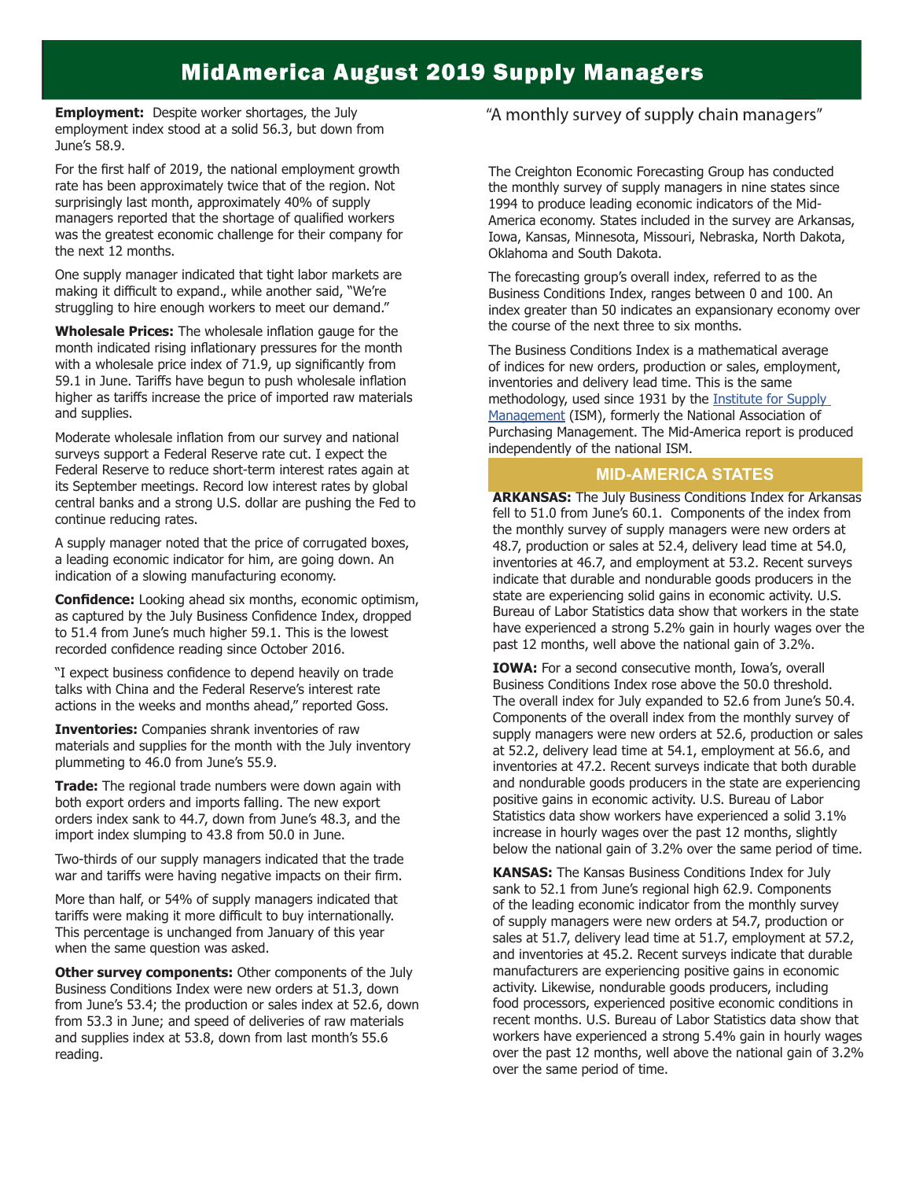# MidAmerica August 2019 Supply Managers

**Employment:** Despite worker shortages, the July employment index stood at a solid 56.3, but down from June's 58.9.

For the first half of 2019, the national employment growth rate has been approximately twice that of the region. Not surprisingly last month, approximately 40% of supply managers reported that the shortage of qualified workers was the greatest economic challenge for their company for the next 12 months.

One supply manager indicated that tight labor markets are making it difficult to expand., while another said, "We're struggling to hire enough workers to meet our demand."

**Wholesale Prices:** The wholesale inflation gauge for the month indicated rising inflationary pressures for the month with a wholesale price index of 71.9, up significantly from 59.1 in June. Tariffs have begun to push wholesale inflation higher as tariffs increase the price of imported raw materials and supplies.

Moderate wholesale inflation from our survey and national surveys support a Federal Reserve rate cut. I expect the Federal Reserve to reduce short-term interest rates again at its September meetings. Record low interest rates by global central banks and a strong U.S. dollar are pushing the Fed to continue reducing rates.

A supply manager noted that the price of corrugated boxes, a leading economic indicator for him, are going down. An indication of a slowing manufacturing economy.

**Confidence:** Looking ahead six months, economic optimism, as captured by the July Business Confidence Index, dropped to 51.4 from June's much higher 59.1. This is the lowest recorded confidence reading since October 2016.

"I expect business confidence to depend heavily on trade talks with China and the Federal Reserve's interest rate actions in the weeks and months ahead," reported Goss.

**Inventories:** Companies shrank inventories of raw materials and supplies for the month with the July inventory plummeting to 46.0 from June's 55.9.

**Trade:** The regional trade numbers were down again with both export orders and imports falling. The new export orders index sank to 44.7, down from June's 48.3, and the import index slumping to 43.8 from 50.0 in June.

Two-thirds of our supply managers indicated that the trade war and tariffs were having negative impacts on their firm.

More than half, or 54% of supply managers indicated that tariffs were making it more difficult to buy internationally. This percentage is unchanged from January of this year when the same question was asked.

**Other survey components:** Other components of the July Business Conditions Index were new orders at 51.3, down from June's 53.4; the production or sales index at 52.6, down from 53.3 in June; and speed of deliveries of raw materials and supplies index at 53.8, down from last month's 55.6 reading.

"A monthly survey of supply chain managers"

The Creighton Economic Forecasting Group has conducted the monthly survey of supply managers in nine states since 1994 to produce leading economic indicators of the Mid-America economy. States included in the survey are Arkansas, Iowa, Kansas, Minnesota, Missouri, Nebraska, North Dakota, Oklahoma and South Dakota.

The forecasting group's overall index, referred to as the Business Conditions Index, ranges between 0 and 100. An index greater than 50 indicates an expansionary economy over the course of the next three to six months.

The Business Conditions Index is a mathematical average of indices for new orders, production or sales, employment, inventories and delivery lead time. This is the same methodology, used since 1931 by the Institute for Supply Management (ISM), formerly the National Association of Purchasing Management. The Mid-America report is produced independently of the national ISM.

## MID-AMERICA STATES

**ARKANSAS:** The July Business Conditions Index for Arkansas fell to 51.0 from June's 60.1. Components of the index from the monthly survey of supply managers were new orders at 48.7, production or sales at 52.4, delivery lead time at 54.0, inventories at 46.7, and employment at 53.2. Recent surveys indicate that durable and nondurable goods producers in the state are experiencing solid gains in economic activity. U.S. Bureau of Labor Statistics data show that workers in the state have experienced a strong 5.2% gain in hourly wages over the past 12 months, well above the national gain of 3.2%.

**IOWA:** For a second consecutive month, Iowa's, overall Business Conditions Index rose above the 50.0 threshold. The overall index for July expanded to 52.6 from June's 50.4. Components of the overall index from the monthly survey of supply managers were new orders at 52.6, production or sales at 52.2, delivery lead time at 54.1, employment at 56.6, and inventories at 47.2. Recent surveys indicate that both durable and nondurable goods producers in the state are experiencing positive gains in economic activity. U.S. Bureau of Labor Statistics data show workers have experienced a solid 3.1% increase in hourly wages over the past 12 months, slightly below the national gain of 3.2% over the same period of time.

**KANSAS:** The Kansas Business Conditions Index for July sank to 52.1 from June's regional high 62.9. Components of the leading economic indicator from the monthly survey of supply managers were new orders at 54.7, production or sales at 51.7, delivery lead time at 51.7, employment at 57.2, and inventories at 45.2. Recent surveys indicate that durable manufacturers are experiencing positive gains in economic activity. Likewise, nondurable goods producers, including food processors, experienced positive economic conditions in recent months. U.S. Bureau of Labor Statistics data show that workers have experienced a strong 5.4% gain in hourly wages over the past 12 months, well above the national gain of 3.2% over the same period of time.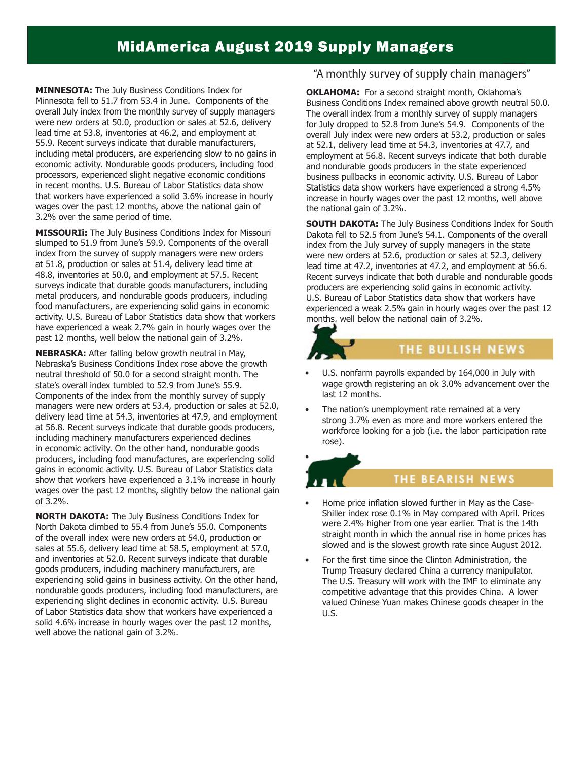# MidAmerica August 2019 Supply Managers

"A monthly survey of supply chain managers"

**MINNESOTA:** The July Business Conditions Index for Minnesota fell to 51.7 from 53.4 in June. Components of the overall July index from the monthly survey of supply managers were new orders at 50.0, production or sales at 52.6, delivery lead time at 53.8, inventories at 46.2, and employment at 55.9. Recent surveys indicate that durable manufacturers, including metal producers, are experiencing slow to no gains in economic activity. Nondurable goods producers, including food processors, experienced slight negative economic conditions in recent months. U.S. Bureau of Labor Statistics data show that workers have experienced a solid 3.6% increase in hourly wages over the past 12 months, above the national gain of 3.2% over the same period of time.

**MISSOURIi:** The July Business Conditions Index for Missouri slumped to 51.9 from June's 59.9. Components of the overall index from the survey of supply managers were new orders at 51.8, production or sales at 51.4, delivery lead time at 48.8, inventories at 50.0, and employment at 57.5. Recent surveys indicate that durable goods manufacturers, including metal producers, and nondurable goods producers, including food manufacturers, are experiencing solid gains in economic activity. U.S. Bureau of Labor Statistics data show that workers have experienced a weak 2.7% gain in hourly wages over the past 12 months, well below the national gain of 3.2%.

**NEBRASKA:** After falling below growth neutral in May, Nebraska's Business Conditions Index rose above the growth neutral threshold of 50.0 for a second straight month. The state's overall index tumbled to 52.9 from June's 55.9. Components of the index from the monthly survey of supply managers were new orders at 53.4, production or sales at 52.0, delivery lead time at 54.3, inventories at 47.9, and employment at 56.8. Recent surveys indicate that durable goods producers, including machinery manufacturers experienced declines in economic activity. On the other hand, nondurable goods producers, including food manufactures, are experiencing solid gains in economic activity. U.S. Bureau of Labor Statistics data show that workers have experienced a 3.1% increase in hourly wages over the past 12 months, slightly below the national gain of 3.2%.

**NORTH DAKOTA:** The July Business Conditions Index for North Dakota climbed to 55.4 from June's 55.0. Components of the overall index were new orders at 54.0, production or sales at 55.6, delivery lead time at 58.5, employment at 57.0, and inventories at 52.0. Recent surveys indicate that durable goods producers, including machinery manufacturers, are experiencing solid gains in business activity. On the other hand, nondurable goods producers, including food manufacturers, are experiencing slight declines in economic activity. U.S. Bureau of Labor Statistics data show that workers have experienced a solid 4.6% increase in hourly wages over the past 12 months, well above the national gain of 3.2%.

**OKLAHOMA:** For a second straight month, Oklahoma's Business Conditions Index remained above growth neutral 50.0. The overall index from a monthly survey of supply managers for July dropped to 52.8 from June's 54.9. Components of the overall July index were new orders at 53.2, production or sales at 52.1, delivery lead time at 54.3, inventories at 47.7, and employment at 56.8. Recent surveys indicate that both durable and nondurable goods producers in the state experienced business pullbacks in economic activity. U.S. Bureau of Labor Statistics data show workers have experienced a strong 4.5% increase in hourly wages over the past 12 months, well above the national gain of 3.2%.

**SOUTH DAKOTA:** The July Business Conditions Index for South Dakota fell to 52.5 from June's 54.1. Components of the overall index from the July survey of supply managers in the state were new orders at 52.6, production or sales at 52.3, delivery lead time at 47.2, inventories at 47.2, and employment at 56.6. Recent surveys indicate that both durable and nondurable goods producers are experiencing solid gains in economic activity. U.S. Bureau of Labor Statistics data show that workers have experienced a weak 2.5% gain in hourly wages over the past 12 months, well below the national gain of 3.2%.

## THE BULLISH NEWS

- U.S. nonfarm payrolls expanded by 164,000 in July with wage growth registering an ok 3.0% advancement over the last 12 months.
- The nation's unemployment rate remained at a very strong 3.7% even as more and more workers entered the workforce looking for a job (i.e. the labor participation rate rose).

## THE BEARISH NEWS

- Home price inflation slowed further in May as the Case-Shiller index rose 0.1% in May compared with April. Prices were 2.4% higher from one year earlier. That is the 14th straight month in which the annual rise in home prices has slowed and is the slowest growth rate since August 2012.
- For the first time since the Clinton Administration, the Trump Treasury declared China a currency manipulator. The U.S. Treasury will work with the IMF to eliminate any competitive advantage that this provides China. A lower valued Chinese Yuan makes Chinese goods cheaper in the U.S.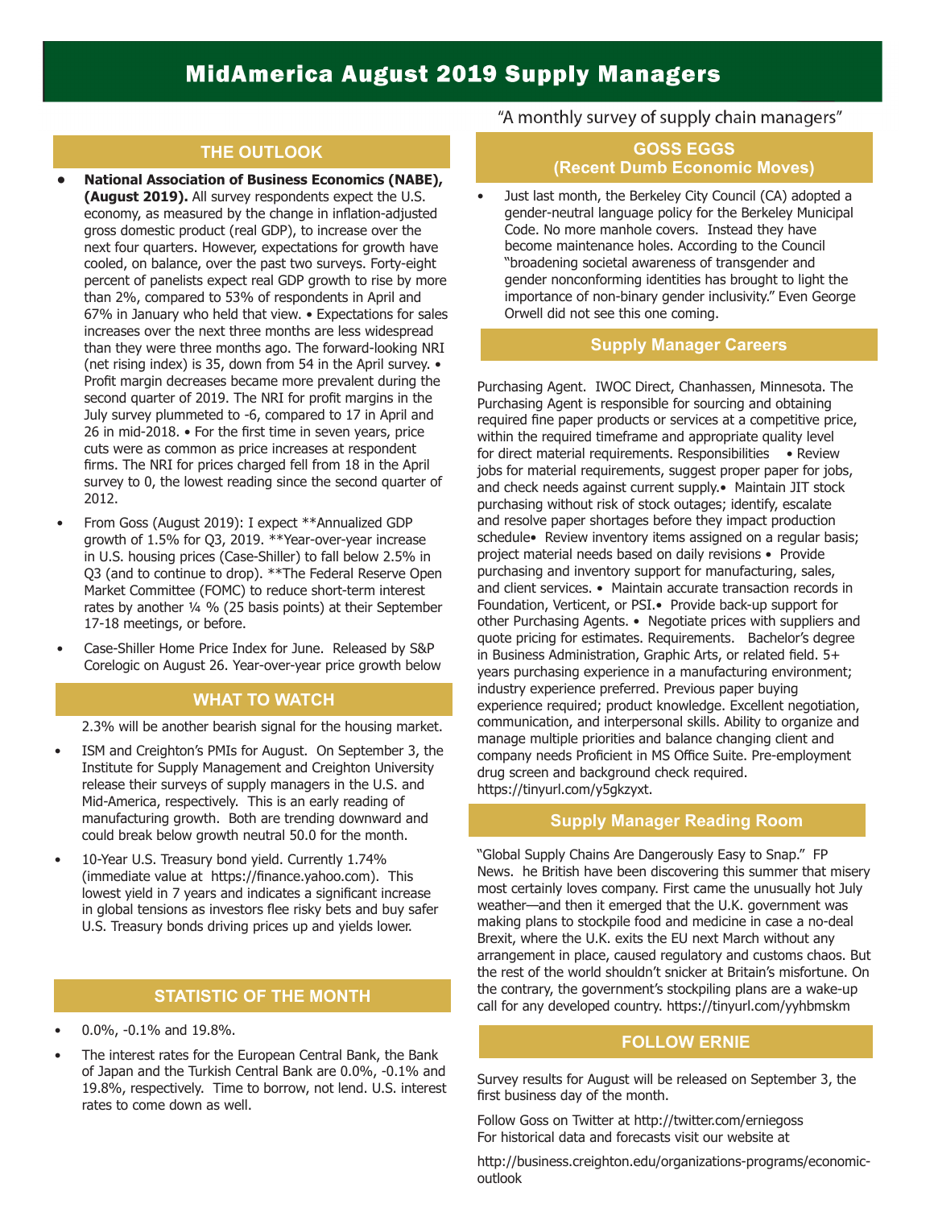# MidAmerica August 2019 Supply Managers

"A monthly survey of supply chain managers"

## THE OUTLOOK

- **National Association of Business Economics (NABE), (August 2019).** All survey respondents expect the U.S. economy, as measured by the change in inflation-adjusted gross domestic product (real GDP), to increase over the next four quarters. However, expectations for growth have cooled, on balance, over the past two surveys. Forty-eight percent of panelists expect real GDP growth to rise by more than 2%, compared to 53% of respondents in April and 67% in January who held that view. • Expectations for sales increases over the next three months are less widespread than they were three months ago. The forward-looking NRI (net rising index) is 35, down from 54 in the April survey. • Profit margin decreases became more prevalent during the second quarter of 2019. The NRI for profit margins in the July survey plummeted to -6, compared to 17 in April and 26 in mid-2018. • For the first time in seven years, price cuts were as common as price increases at respondent firms. The NRI for prices charged fell from 18 in the April survey to 0, the lowest reading since the second quarter of 2012.
- From Goss (August 2019): I expect **Annualized GDP growth of 1.5% for Q3, 2019. **Year-over-year increase in U.S. housing prices (Case-Shiller) to fall below 2.5% in Q3 (and to continue to drop). **The Federal Reserve Open Market Committee (FOMC) to reduce short-term interest rates by another ¼ % (25 basis points) at their September 17-18 meetings, or before.

## WHAT TO WATCH

- Case-Shiller Home Price Index for June. Released by S&P Corelogic on August 26. Year-over-year price growth below 2.3% will be another bearish signal for the housing market.
- ISM and Creighton's PMIs for August. On September 3, the Institute for Supply Management and Creighton University release their surveys of supply managers in the U.S. and Mid-America, respectively. This is an early reading of manufacturing growth. Both are trending downward and could break below growth neutral 50.0 for the month.
- 10-Year U.S. Treasury bond yield. Currently 1.74% (immediate value at https://finance.yahoo.com). This lowest yield in 7 years and indicates a significant increase in global tensions as investors flee risky bets and buy safer U.S. Treasury bonds driving prices up and yields lower.

## STATISTIC OF THE MONTH

- 0.0%, -0.1% and 19.8%.
- The interest rates for the European Central Bank, the Bank of Japan and the Turkish Central Bank are 0.0%, -0.1% and 19.8%, respectively. Time to borrow, not lend. U.S. interest rates to come down as well.

## GOSS EGGS (Recent Dumb Economic Moves)

- Just last month, the Berkeley City Council (CA) adopted a gender-neutral language policy for the Berkeley Municipal Code. No more manhole covers. Instead they have become maintenance holes. According to the Council "broadening societal awareness of transgender and gender nonconforming identities has brought to light the importance of non-binary gender inclusivity." Even George Orwell did not see this one coming.

## Supply Manager Careers

Purchasing Agent. IWOC Direct, Chanhassen, Minnesota. The Purchasing Agent is responsible for sourcing and obtaining required fine paper products or services at a competitive price, within the required timeframe and appropriate quality level for direct material requirements. Responsibilities • Review jobs for material requirements, suggest proper paper for jobs, and check needs against current supply.• Maintain JIT stock purchasing without risk of stock outages; identify, escalate and resolve paper shortages before they impact production schedule• Review inventory items assigned on a regular basis; project material needs based on daily revisions • Provide purchasing and inventory support for manufacturing, sales, and client services. • Maintain accurate transaction records in Foundation, Verticent, or PSI.• Provide back-up support for other Purchasing Agents. • Negotiate prices with suppliers and quote pricing for estimates. Requirements. Bachelor's degree in Business Administration, Graphic Arts, or related field. 5+ years purchasing experience in a manufacturing environment; industry experience preferred. Previous paper buying experience required; product knowledge. Excellent negotiation, communication, and interpersonal skills. Ability to organize and manage multiple priorities and balance changing client and company needs Proficient in MS Office Suite. Pre-employment drug screen and background check required. https://tinyurl.com/y5gkzyxt.

## Supply Manager Reading Room

"Global Supply Chains Are Dangerously Easy to Snap." FP News. he British have been discovering this summer that misery most certainly loves company. First came the unusually hot July weather—and then it emerged that the U.K. government was making plans to stockpile food and medicine in case a no-deal Brexit, where the U.K. exits the EU next March without any arrangement in place, caused regulatory and customs chaos. But the rest of the world shouldn't snicker at Britain's misfortune. On the contrary, the government's stockpiling plans are a wake-up call for any developed country. https://tinyurl.com/yyhbmskm

## FOLLOW ERNIE

Survey results for August will be released on September 3, the first business day of the month.

Follow Goss on Twitter at http://twitter.com/erniegoss
For historical data and forecasts visit our website at

http://business.creighton.edu/organizations-programs/economic-outlook